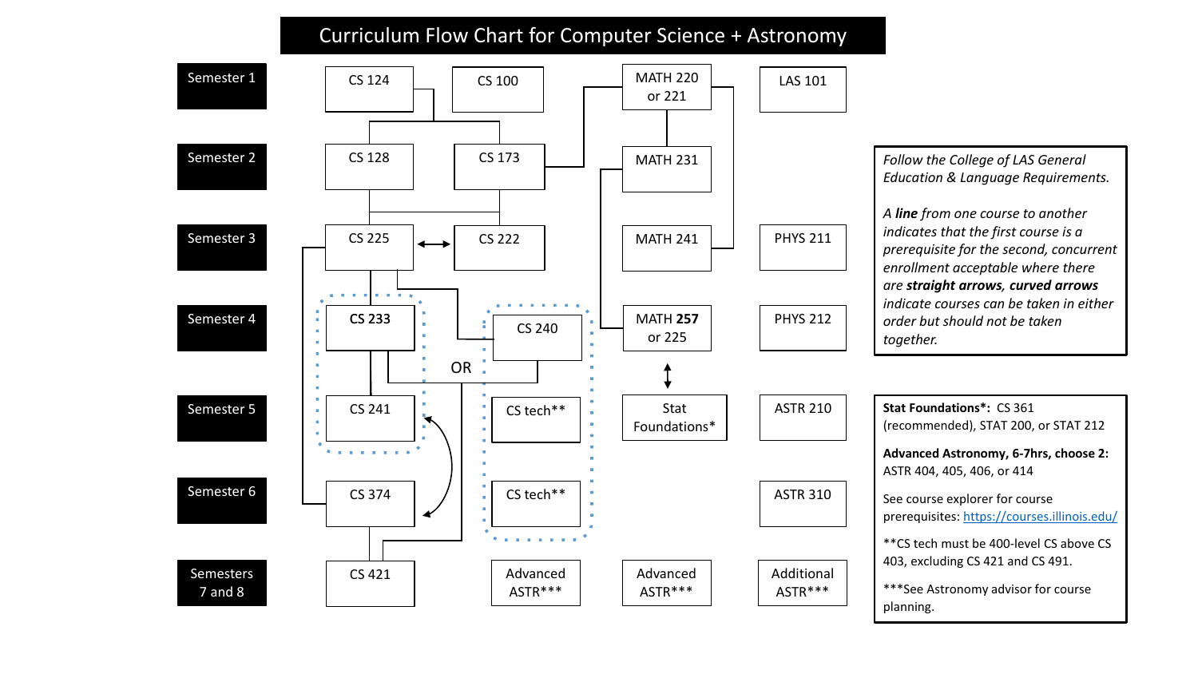# Curriculum Flow Chart for Computer Science + Astronomy

| Semester | | | | |
|---|---|---|---|---|
| Semester 1 | CS 124, CS 100 | | MATH 220 or 221 | LAS 101 |
| Semester 2 | CS 128, CS 173 | | MATH 231 | |
| Semester 3 | CS 225 ↔ CS 222 | | MATH 241 | PHYS 211 |
| Semester 4 | CS 233 | OR CS 240 | MATH **257** or 225 | PHYS 212 |
| Semester 5 | CS 241 | CS tech** | Stat Foundations* | ASTR 210 |
| Semester 6 | CS 374 | CS tech** | | ASTR 310 |
| Semesters 7 and 8 | CS 421 | Advanced ASTR*** | Advanced ASTR*** | Additional ASTR*** |

*Follow the College of LAS General Education & Language Requirements.*

*A **line** from one course to another indicates that the first course is a prerequisite for the second, concurrent enrollment acceptable where there are **straight arrows**, **curved arrows** indicate courses can be taken in either order but should not be taken together.*

**Stat Foundations*:** CS 361 (recommended), STAT 200, or STAT 212

**Advanced Astronomy, 6-7hrs, choose 2:** ASTR 404, 405, 406, or 414

See course explorer for course prerequisites: https://courses.illinois.edu/

**CS tech must be 400-level CS above CS 403, excluding CS 421 and CS 491.

***See Astronomy advisor for course planning.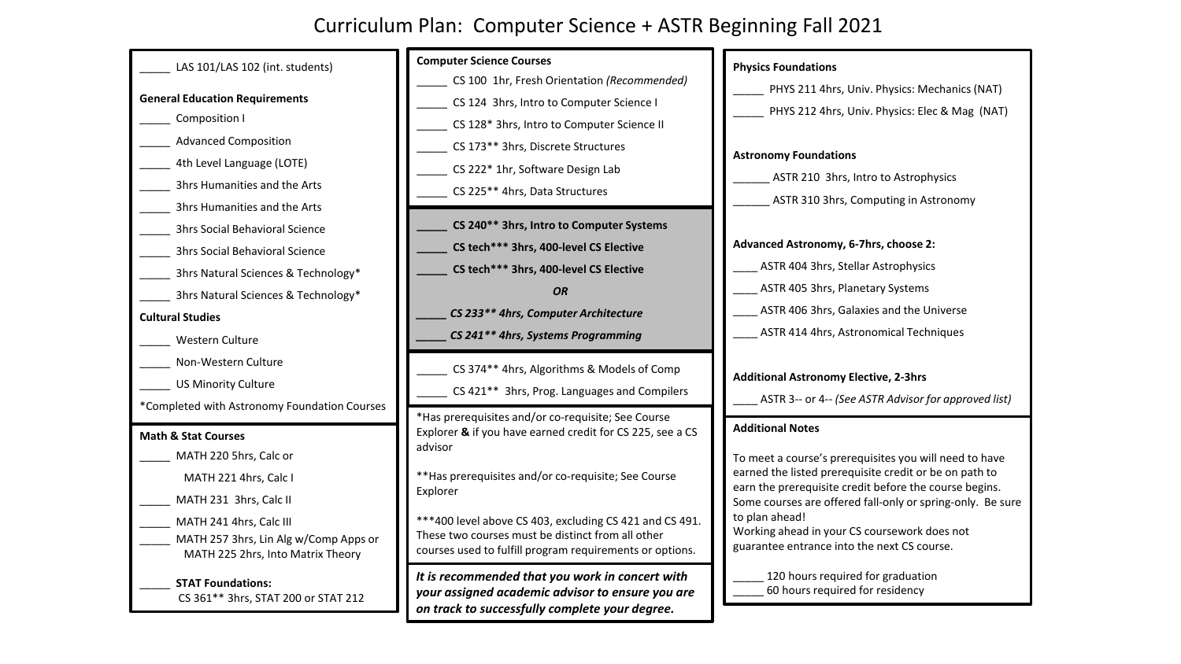# Curriculum Plan: Computer Science + ASTR Beginning Fall 2021

_____ LAS 101/LAS 102 (int. students)

**General Education Requirements**

- _____ Composition I
- _____ Advanced Composition
- _____ 4th Level Language (LOTE)
- _____ 3hrs Humanities and the Arts
- _____ 3hrs Humanities and the Arts
- _____ 3hrs Social Behavioral Science
- _____ 3hrs Social Behavioral Science
- _____ 3hrs Natural Sciences & Technology*
- _____ 3hrs Natural Sciences & Technology*

**Cultural Studies**

- _____ Western Culture
- _____ Non-Western Culture
- _____ US Minority Culture

*Completed with Astronomy Foundation Courses

**Math & Stat Courses**

- _____ MATH 220 5hrs, Calc or
  MATH 221 4hrs, Calc I
- _____ MATH 231 3hrs, Calc II
- _____ MATH 241 4hrs, Calc III
- _____ MATH 257 3hrs, Lin Alg w/Comp Apps or
  MATH 225 2hrs, Into Matrix Theory
- _____ **STAT Foundations:**
  CS 361** 3hrs, STAT 200 or STAT 212

**Computer Science Courses**

- _____ CS 100 1hr, Fresh Orientation *(Recommended)*
- _____ CS 124 3hrs, Intro to Computer Science I
- _____ CS 128* 3hrs, Intro to Computer Science II
- _____ CS 173** 3hrs, Discrete Structures
- _____ CS 222* 1hr, Software Design Lab
- _____ CS 225** 4hrs, Data Structures

- **_____ CS 240** 3hrs, Intro to Computer Systems**
- **_____ CS tech*** 3hrs, 400-level CS Elective**
- **_____ CS tech*** 3hrs, 400-level CS Elective**

***OR***

- ***_____ CS 233** 4hrs, Computer Architecture***
- ***_____ CS 241** 4hrs, Systems Programming***

- _____ CS 374** 4hrs, Algorithms & Models of Comp
- _____ CS 421** 3hrs, Prog. Languages and Compilers

*Has prerequisites and/or co-requisite; See Course Explorer **&** if you have earned credit for CS 225, see a CS advisor

**Has prerequisites and/or co-requisite; See Course Explorer

***400 level above CS 403, excluding CS 421 and CS 491. These two courses must be distinct from all other courses used to fulfill program requirements or options.

***It is recommended that you work in concert with your assigned academic advisor to ensure you are on track to successfully complete your degree.***

**Physics Foundations**

- _____ PHYS 211 4hrs, Univ. Physics: Mechanics (NAT)
- _____ PHYS 212 4hrs, Univ. Physics: Elec & Mag (NAT)

**Astronomy Foundations**

- ______ ASTR 210 3hrs, Intro to Astrophysics
- ______ ASTR 310 3hrs, Computing in Astronomy

**Advanced Astronomy, 6-7hrs, choose 2:**

- ____ ASTR 404 3hrs, Stellar Astrophysics
- ____ ASTR 405 3hrs, Planetary Systems
- ____ ASTR 406 3hrs, Galaxies and the Universe
- ____ ASTR 414 4hrs, Astronomical Techniques

**Additional Astronomy Elective, 2-3hrs**

- ____ ASTR 3-- or 4-- *(See ASTR Advisor for approved list)*

**Additional Notes**

To meet a course's prerequisites you will need to have earned the listed prerequisite credit or be on path to earn the prerequisite credit before the course begins. Some courses are offered fall-only or spring-only. Be sure to plan ahead!
Working ahead in your CS coursework does not guarantee entrance into the next CS course.

- _____ 120 hours required for graduation
- _____ 60 hours required for residency